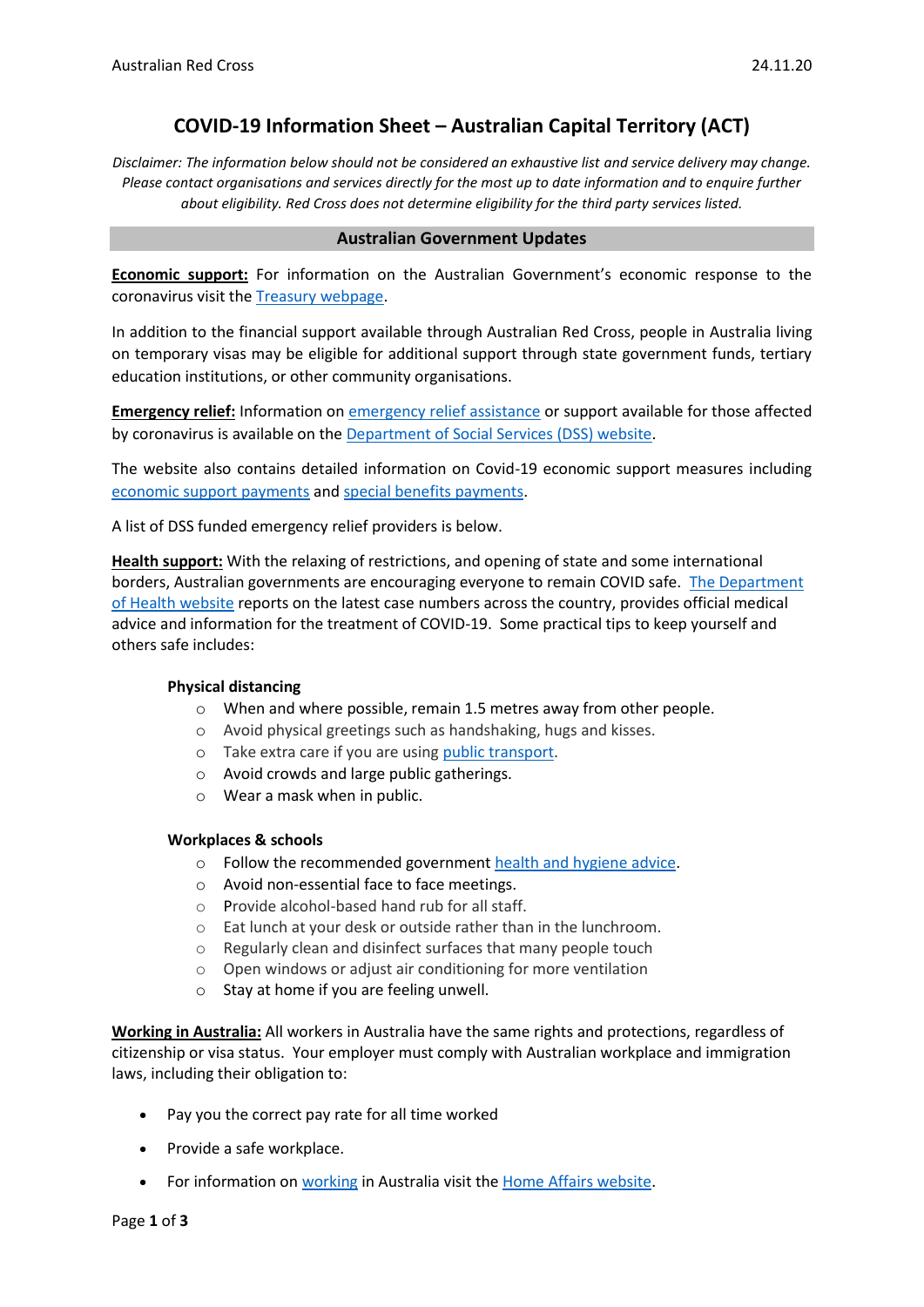# COVID-19 Information Sheet – Australian Capital Territory (ACT)

*Disclaimer: The information below should not be considered an exhaustive list and service delivery may change. Please contact organisations and services directly for the most up to date information and to enquire further about eligibility. Red Cross does not determine eligibility for the third party services listed.*

## Australian Government Updates

**Economic support:** For information on the Australian Government's economic response to the coronavirus visit the Treasury webpage.

In addition to the financial support available through Australian Red Cross, people in Australia living on temporary visas may be eligible for additional support through state government funds, tertiary education institutions, or other community organisations.

**Emergency relief:** Information on emergency relief assistance or support available for those affected by coronavirus is available on the Department of Social Services (DSS) website.

The website also contains detailed information on Covid-19 economic support measures including economic support payments and special benefits payments.

A list of DSS funded emergency relief providers is below.

**Health support:** With the relaxing of restrictions, and opening of state and some international borders, Australian governments are encouraging everyone to remain COVID safe. The Department of Health website reports on the latest case numbers across the country, provides official medical advice and information for the treatment of COVID-19. Some practical tips to keep yourself and others safe includes:

**Physical distancing**

- When and where possible, remain 1.5 metres away from other people.
- Avoid physical greetings such as handshaking, hugs and kisses.
- Take extra care if you are using public transport.
- Avoid crowds and large public gatherings.
- Wear a mask when in public.

**Workplaces & schools**

- Follow the recommended government health and hygiene advice.
- Avoid non-essential face to face meetings.
- Provide alcohol-based hand rub for all staff.
- Eat lunch at your desk or outside rather than in the lunchroom.
- Regularly clean and disinfect surfaces that many people touch
- Open windows or adjust air conditioning for more ventilation
- Stay at home if you are feeling unwell.

**Working in Australia:** All workers in Australia have the same rights and protections, regardless of citizenship or visa status. Your employer must comply with Australian workplace and immigration laws, including their obligation to:

- Pay you the correct pay rate for all time worked
- Provide a safe workplace.
- For information on working in Australia visit the Home Affairs website.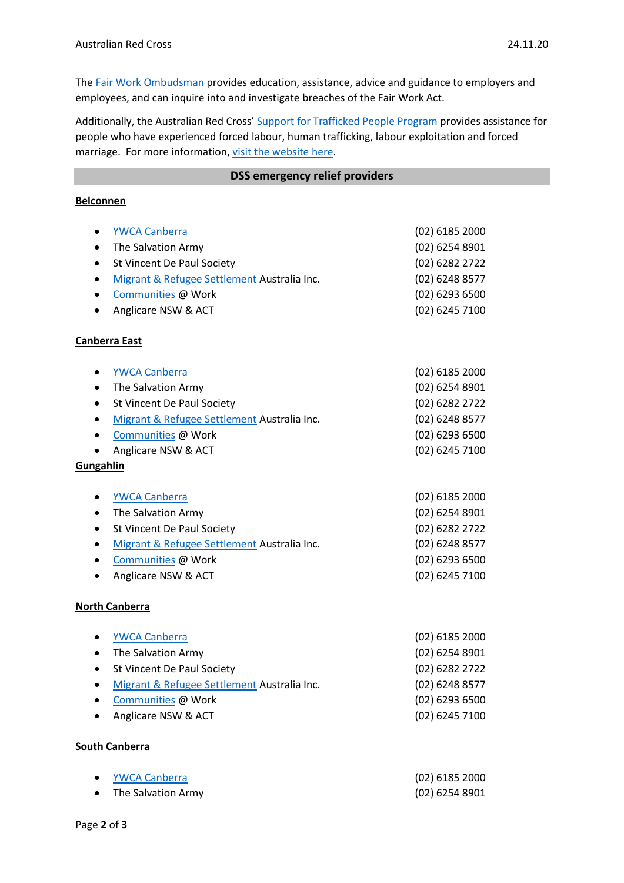The Fair Work Ombudsman provides education, assistance, advice and guidance to employers and employees, and can inquire into and investigate breaches of the Fair Work Act.

Additionally, the Australian Red Cross' Support for Trafficked People Program provides assistance for people who have experienced forced labour, human trafficking, labour exploitation and forced marriage. For more information, visit the website here.

## DSS emergency relief providers

**Belconnen**

- YWCA Canberra — (02) 6185 2000
- The Salvation Army — (02) 6254 8901
- St Vincent De Paul Society — (02) 6282 2722
- Migrant & Refugee Settlement Australia Inc. — (02) 6248 8577
- Communities @ Work — (02) 6293 6500
- Anglicare NSW & ACT — (02) 6245 7100

**Canberra East**

- YWCA Canberra — (02) 6185 2000
- The Salvation Army — (02) 6254 8901
- St Vincent De Paul Society — (02) 6282 2722
- Migrant & Refugee Settlement Australia Inc. — (02) 6248 8577
- Communities @ Work — (02) 6293 6500
- Anglicare NSW & ACT — (02) 6245 7100

**Gungahlin**

- YWCA Canberra — (02) 6185 2000
- The Salvation Army — (02) 6254 8901
- St Vincent De Paul Society — (02) 6282 2722
- Migrant & Refugee Settlement Australia Inc. — (02) 6248 8577
- Communities @ Work — (02) 6293 6500
- Anglicare NSW & ACT — (02) 6245 7100

**North Canberra**

- YWCA Canberra — (02) 6185 2000
- The Salvation Army — (02) 6254 8901
- St Vincent De Paul Society — (02) 6282 2722
- Migrant & Refugee Settlement Australia Inc. — (02) 6248 8577
- Communities @ Work — (02) 6293 6500
- Anglicare NSW & ACT — (02) 6245 7100

**South Canberra**

- YWCA Canberra — (02) 6185 2000
- The Salvation Army — (02) 6254 8901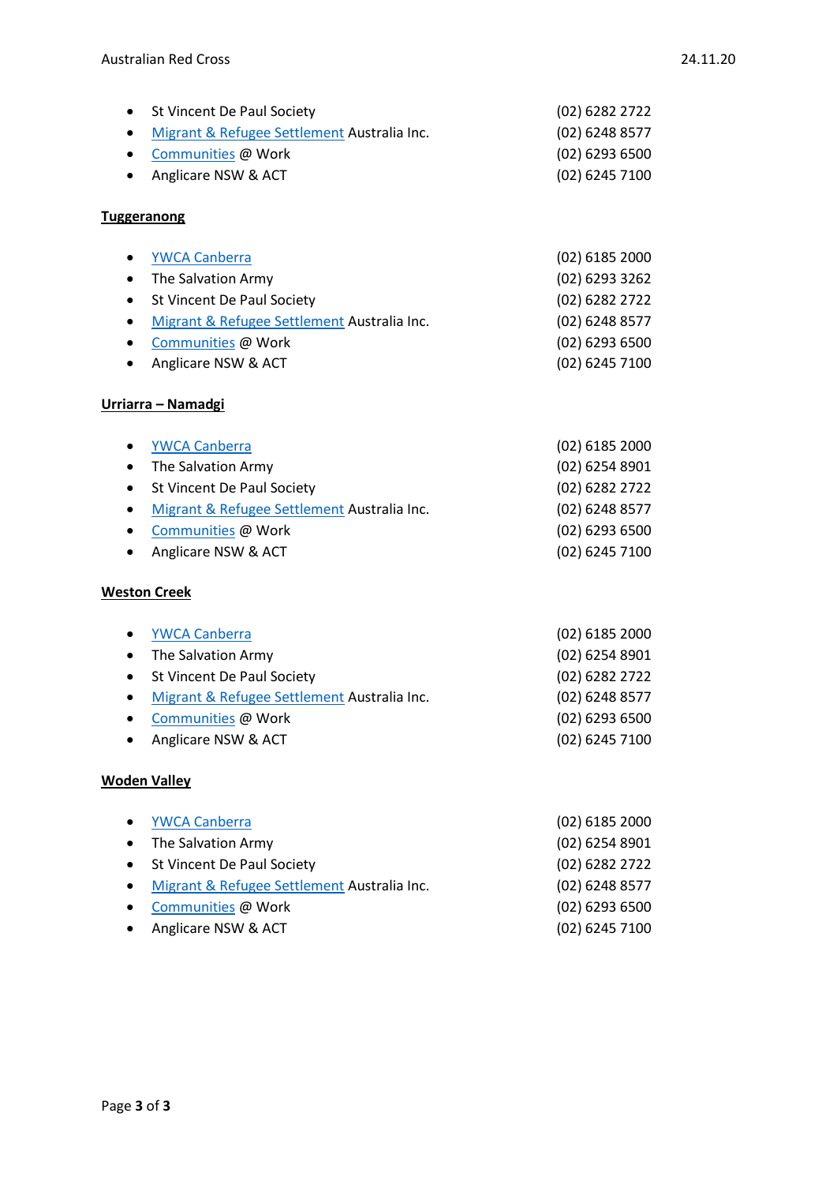- St Vincent De Paul Society (02) 6282 2722
- Migrant & Refugee Settlement Australia Inc. (02) 6248 8577
- Communities @ Work (02) 6293 6500
- Anglicare NSW & ACT (02) 6245 7100

**Tuggeranong**

- YWCA Canberra (02) 6185 2000
- The Salvation Army (02) 6293 3262
- St Vincent De Paul Society (02) 6282 2722
- Migrant & Refugee Settlement Australia Inc. (02) 6248 8577
- Communities @ Work (02) 6293 6500
- Anglicare NSW & ACT (02) 6245 7100

**Urriarra – Namadgi**

- YWCA Canberra (02) 6185 2000
- The Salvation Army (02) 6254 8901
- St Vincent De Paul Society (02) 6282 2722
- Migrant & Refugee Settlement Australia Inc. (02) 6248 8577
- Communities @ Work (02) 6293 6500
- Anglicare NSW & ACT (02) 6245 7100

**Weston Creek**

- YWCA Canberra (02) 6185 2000
- The Salvation Army (02) 6254 8901
- St Vincent De Paul Society (02) 6282 2722
- Migrant & Refugee Settlement Australia Inc. (02) 6248 8577
- Communities @ Work (02) 6293 6500
- Anglicare NSW & ACT (02) 6245 7100

**Woden Valley**

- YWCA Canberra (02) 6185 2000
- The Salvation Army (02) 6254 8901
- St Vincent De Paul Society (02) 6282 2722
- Migrant & Refugee Settlement Australia Inc. (02) 6248 8577
- Communities @ Work (02) 6293 6500
- Anglicare NSW & ACT (02) 6245 7100